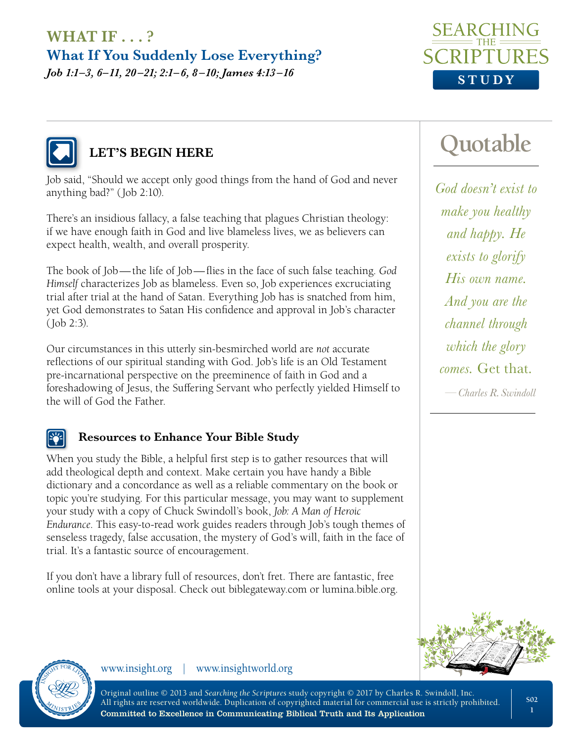# WHAT IF . . . ?

## What If You Suddenly Lose Everything?

***Job 1:1–3, 6–11, 20–21; 2:1–6, 8–10; James 4:13–16***

SEARCHING THE SCRIPTURES STUDY

### LET'S BEGIN HERE

Job said, "Should we accept only good things from the hand of God and never anything bad?" (Job 2:10).

There's an insidious fallacy, a false teaching that plagues Christian theology: if we have enough faith in God and live blameless lives, we as believers can expect health, wealth, and overall prosperity.

The book of Job—the life of Job—flies in the face of such false teaching. *God Himself* characterizes Job as blameless. Even so, Job experiences excruciating trial after trial at the hand of Satan. Everything Job has is snatched from him, yet God demonstrates to Satan His confidence and approval in Job's character (Job 2:3).

Our circumstances in this utterly sin-besmirched world are *not* accurate reflections of our spiritual standing with God. Job's life is an Old Testament pre-incarnational perspective on the preeminence of faith in God and a foreshadowing of Jesus, the Suffering Servant who perfectly yielded Himself to the will of God the Father.

### Resources to Enhance Your Bible Study

When you study the Bible, a helpful first step is to gather resources that will add theological depth and context. Make certain you have handy a Bible dictionary and a concordance as well as a reliable commentary on the book or topic you're studying. For this particular message, you may want to supplement your study with a copy of Chuck Swindoll's book, *Job: A Man of Heroic Endurance*. This easy-to-read work guides readers through Job's tough themes of senseless tragedy, false accusation, the mystery of God's will, faith in the face of trial. It's a fantastic source of encouragement.

If you don't have a library full of resources, don't fret. There are fantastic, free online tools at your disposal. Check out biblegateway.com or lumina.bible.org.

## Quotable

*God doesn't exist to make you healthy and happy. He exists to glorify His own name. And you are the channel through which the glory comes.* Get that.

—*Charles R. Swindoll*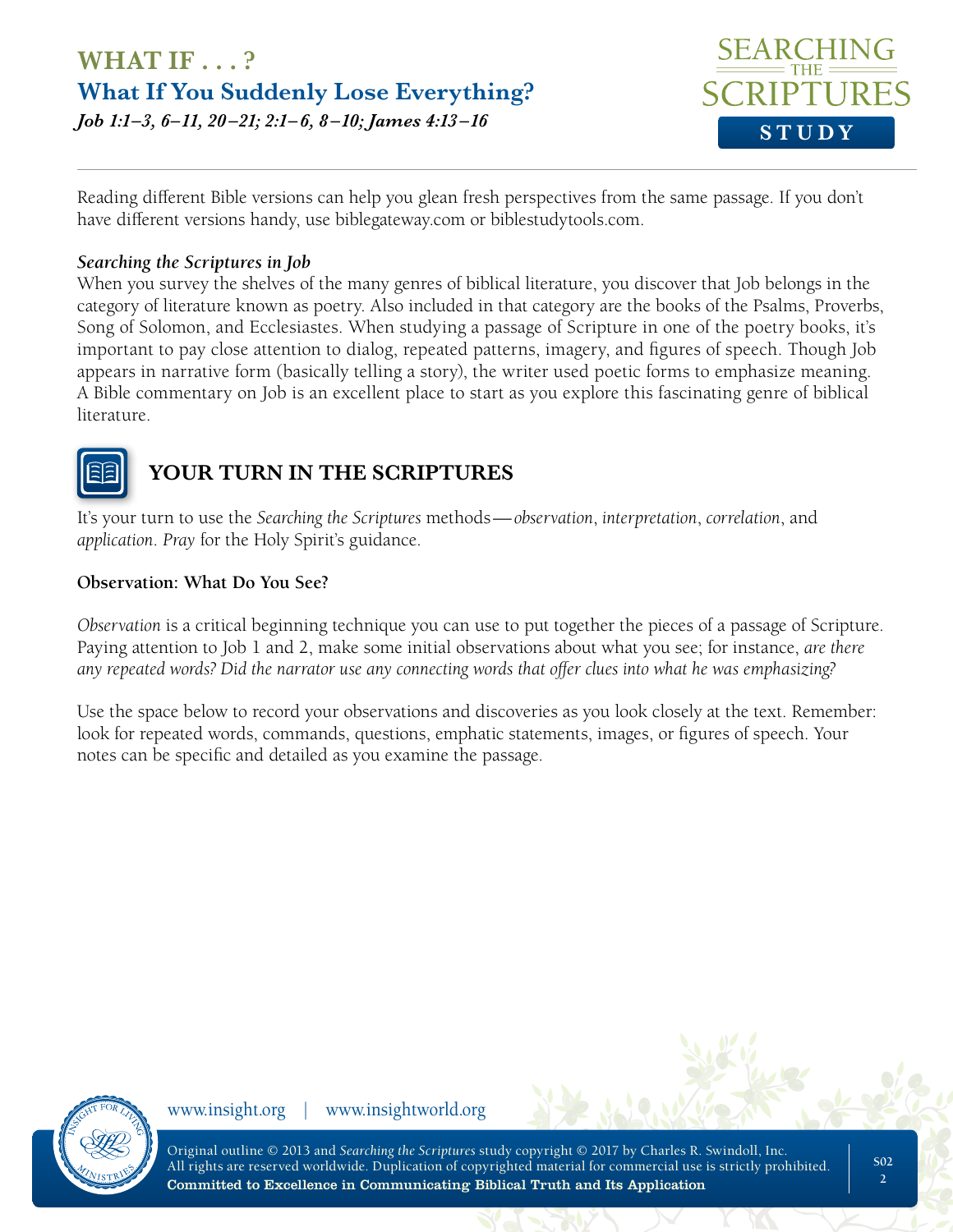Reading different Bible versions can help you glean fresh perspectives from the same passage. If you don't have different versions handy, use biblegateway.com or biblestudytools.com.

***Searching the Scriptures in Job***

When you survey the shelves of the many genres of biblical literature, you discover that Job belongs in the category of literature known as poetry. Also included in that category are the books of the Psalms, Proverbs, Song of Solomon, and Ecclesiastes. When studying a passage of Scripture in one of the poetry books, it's important to pay close attention to dialog, repeated patterns, imagery, and figures of speech. Though Job appears in narrative form (basically telling a story), the writer used poetic forms to emphasize meaning. A Bible commentary on Job is an excellent place to start as you explore this fascinating genre of biblical literature.

## YOUR TURN IN THE SCRIPTURES

It's your turn to use the *Searching the Scriptures* methods—*observation*, *interpretation*, *correlation*, and *application*. *Pray* for the Holy Spirit's guidance.

**Observation: What Do You See?**

*Observation* is a critical beginning technique you can use to put together the pieces of a passage of Scripture. Paying attention to Job 1 and 2, make some initial observations about what you see; for instance, *are there any repeated words? Did the narrator use any connecting words that offer clues into what he was emphasizing?*

Use the space below to record your observations and discoveries as you look closely at the text. Remember: look for repeated words, commands, questions, emphatic statements, images, or figures of speech. Your notes can be specific and detailed as you examine the passage.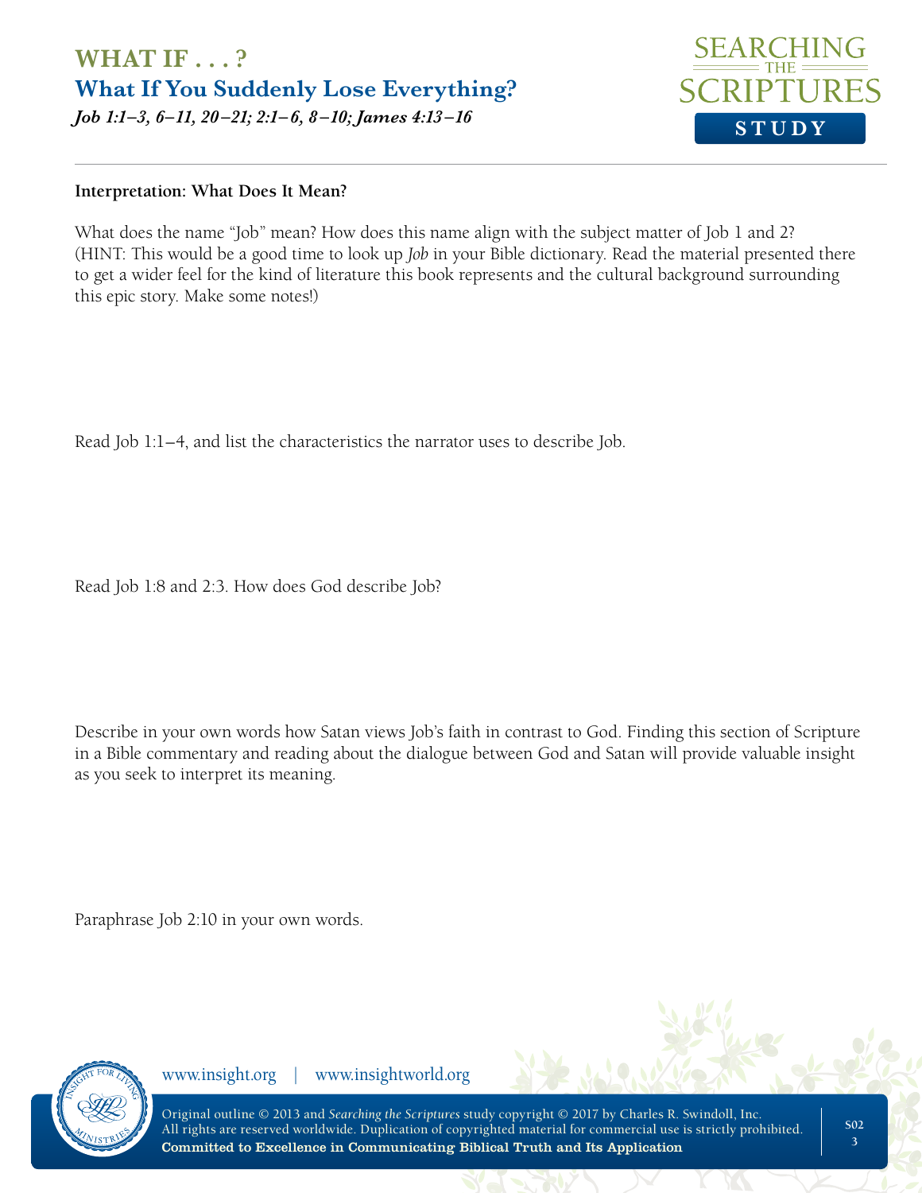**Interpretation: What Does It Mean?**

What does the name "Job" mean? How does this name align with the subject matter of Job 1 and 2? (HINT: This would be a good time to look up *Job* in your Bible dictionary. Read the material presented there to get a wider feel for the kind of literature this book represents and the cultural background surrounding this epic story. Make some notes!)

Read Job 1:1–4, and list the characteristics the narrator uses to describe Job.

Read Job 1:8 and 2:3. How does God describe Job?

Describe in your own words how Satan views Job's faith in contrast to God. Finding this section of Scripture in a Bible commentary and reading about the dialogue between God and Satan will provide valuable insight as you seek to interpret its meaning.

Paraphrase Job 2:10 in your own words.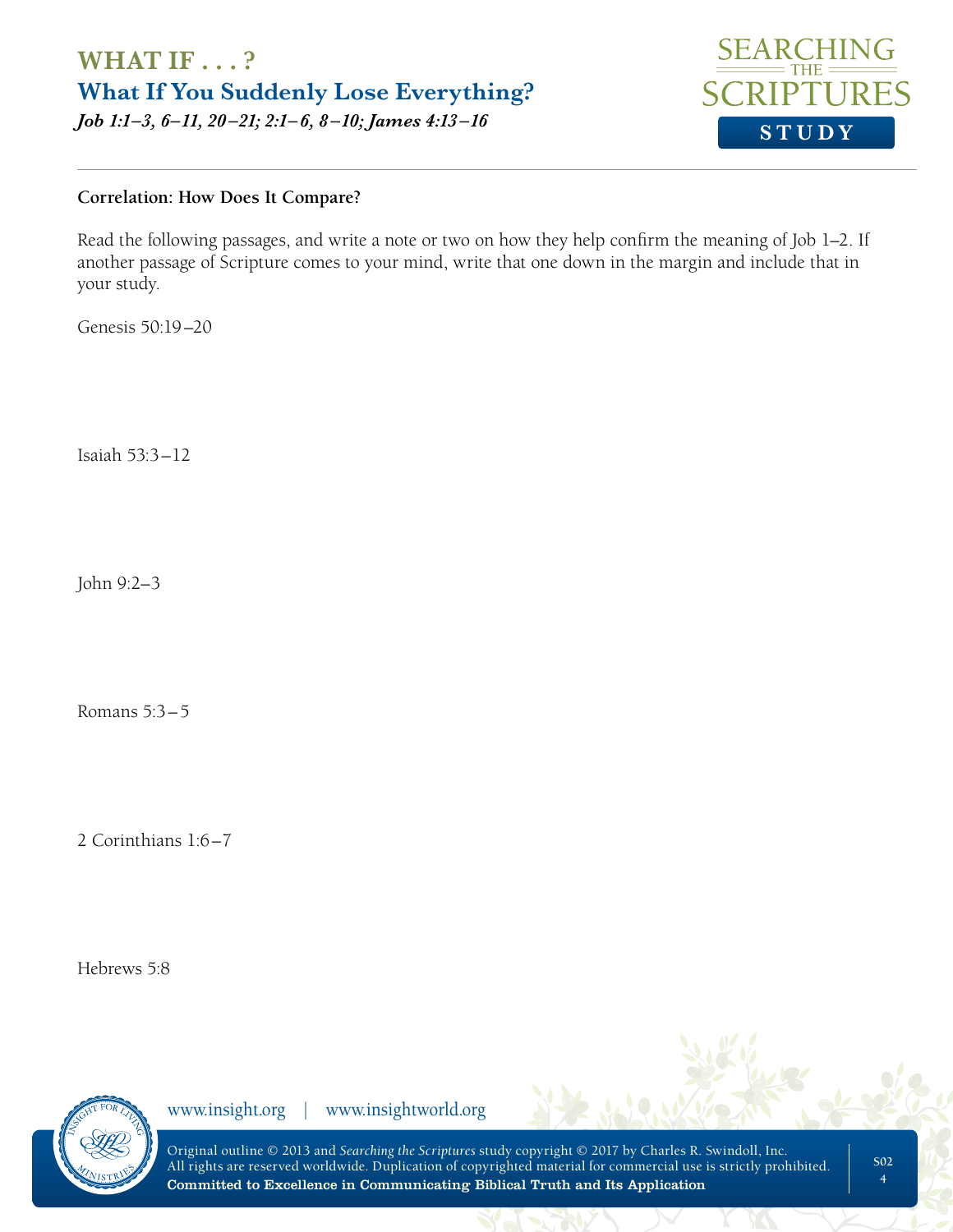# WHAT IF . . . ?

## What If You Suddenly Lose Everything?

*Job 1:1–3, 6–11, 20–21; 2:1–6, 8–10; James 4:13–16*

**Correlation: How Does It Compare?**

Read the following passages, and write a note or two on how they help confirm the meaning of Job 1–2. If another passage of Scripture comes to your mind, write that one down in the margin and include that in your study.

Genesis 50:19–20

Isaiah 53:3–12

John 9:2–3

Romans 5:3–5

2 Corinthians 1:6–7

Hebrews 5:8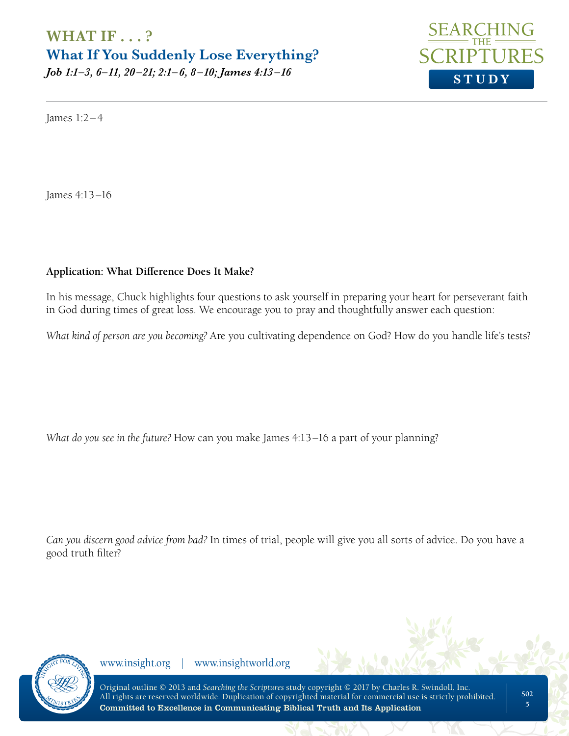James 1:2–4

James 4:13–16

**Application: What Difference Does It Make?**

In his message, Chuck highlights four questions to ask yourself in preparing your heart for perseverant faith in God during times of great loss. We encourage you to pray and thoughtfully answer each question:

*What kind of person are you becoming?* Are you cultivating dependence on God? How do you handle life's tests?

*What do you see in the future?* How can you make James 4:13–16 a part of your planning?

*Can you discern good advice from bad?* In times of trial, people will give you all sorts of advice. Do you have a good truth filter?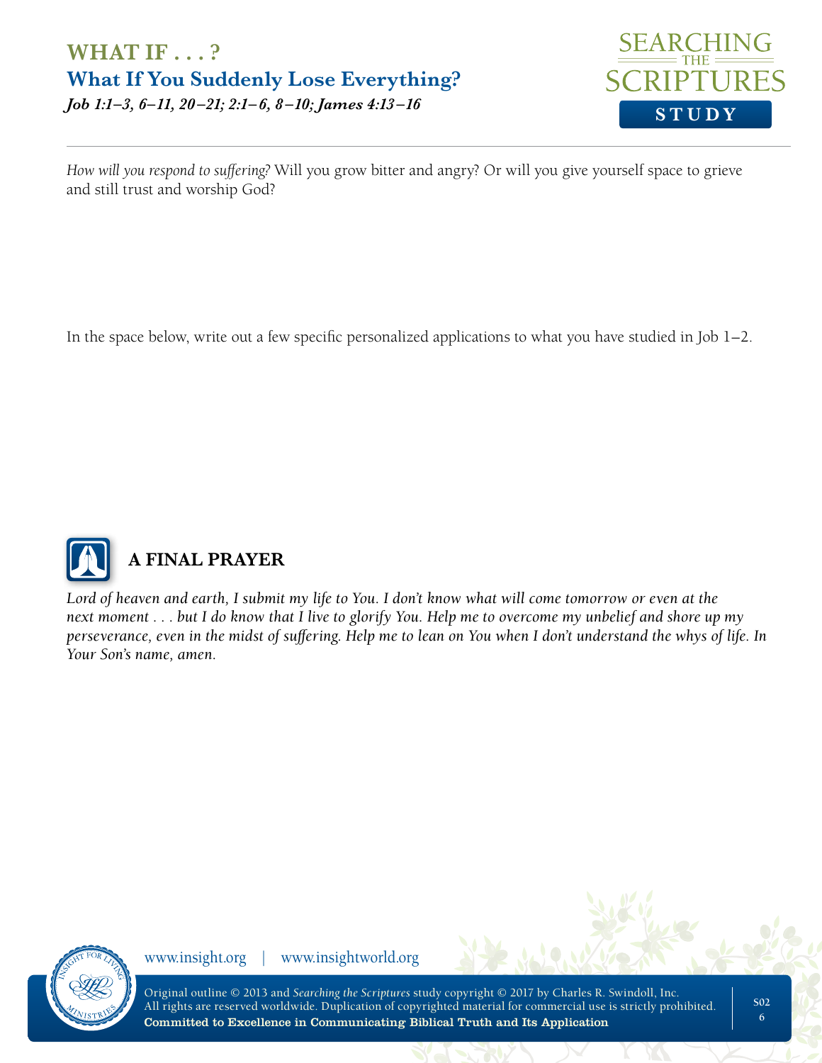*How will you respond to suffering?* Will you grow bitter and angry? Or will you give yourself space to grieve and still trust and worship God?

In the space below, write out a few specific personalized applications to what you have studied in Job 1–2.

## A FINAL PRAYER

*Lord of heaven and earth, I submit my life to You. I don't know what will come tomorrow or even at the next moment . . . but I do know that I live to glorify You. Help me to overcome my unbelief and shore up my perseverance, even in the midst of suffering. Help me to lean on You when I don't understand the whys of life. In Your Son's name, amen.*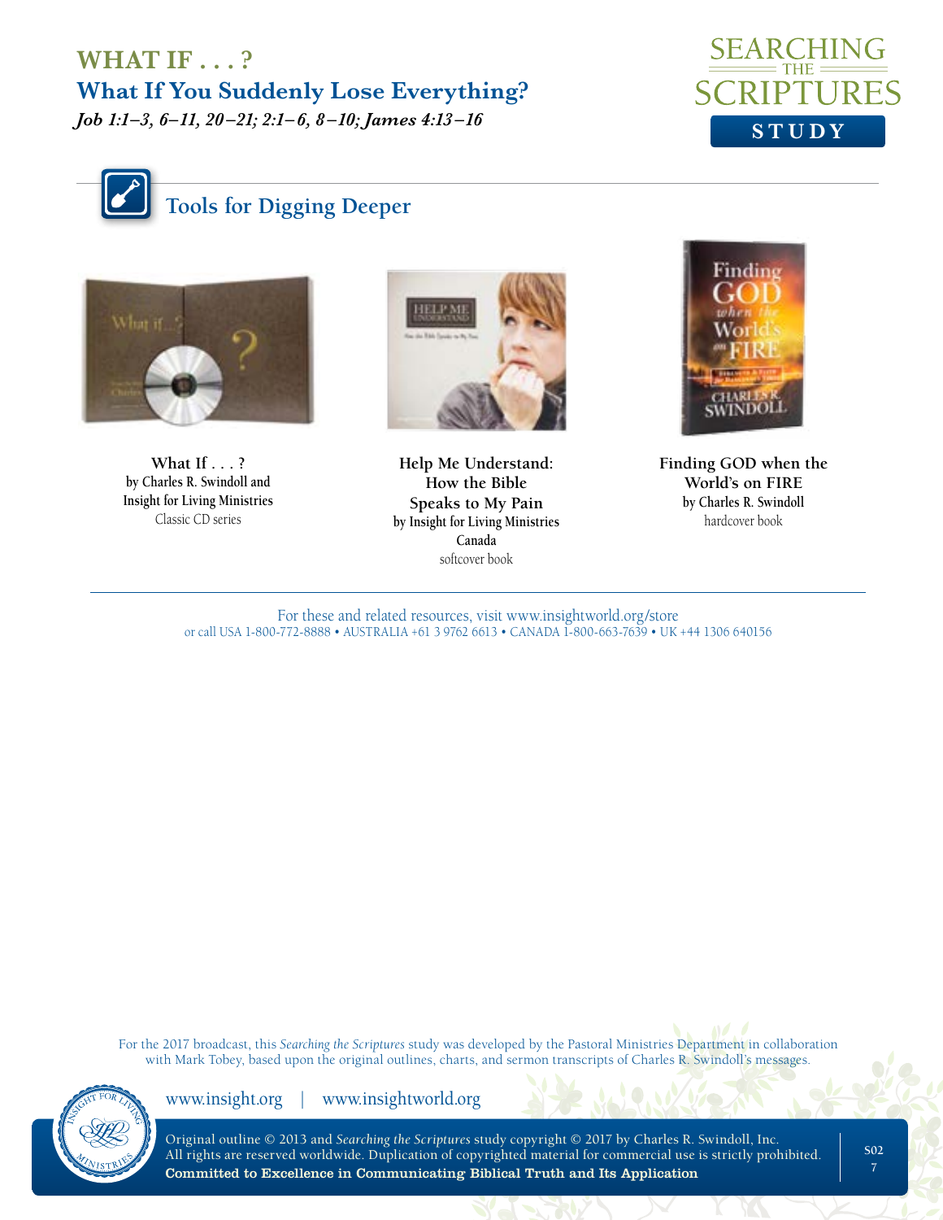# WHAT IF . . . ?

## What If You Suddenly Lose Everything?

*Job 1:1–3, 6–11, 20–21; 2:1–6, 8–10; James 4:13–16*

SEARCHING THE SCRIPTURES STUDY

### Tools for Digging Deeper

**What If . . . ?**
by Charles R. Swindoll and Insight for Living Ministries
Classic CD series

**Help Me Understand: How the Bible Speaks to My Pain**
by Insight for Living Ministries Canada
softcover book

**Finding GOD when the World's on FIRE**
by Charles R. Swindoll
hardcover book

For these and related resources, visit www.insightworld.org/store
or call USA 1-800-772-8888 • AUSTRALIA +61 3 9762 6613 • CANADA 1-800-663-7639 • UK +44 1306 640156

For the 2017 broadcast, this *Searching the Scriptures* study was developed by the Pastoral Ministries Department in collaboration with Mark Tobey, based upon the original outlines, charts, and sermon transcripts of Charles R. Swindoll's messages.

www.insight.org | www.insightworld.org

Original outline © 2013 and *Searching the Scriptures* study copyright © 2017 by Charles R. Swindoll, Inc.
All rights are reserved worldwide. Duplication of copyrighted material for commercial use is strictly prohibited.
**Committed to Excellence in Communicating Biblical Truth and Its Application**

S02